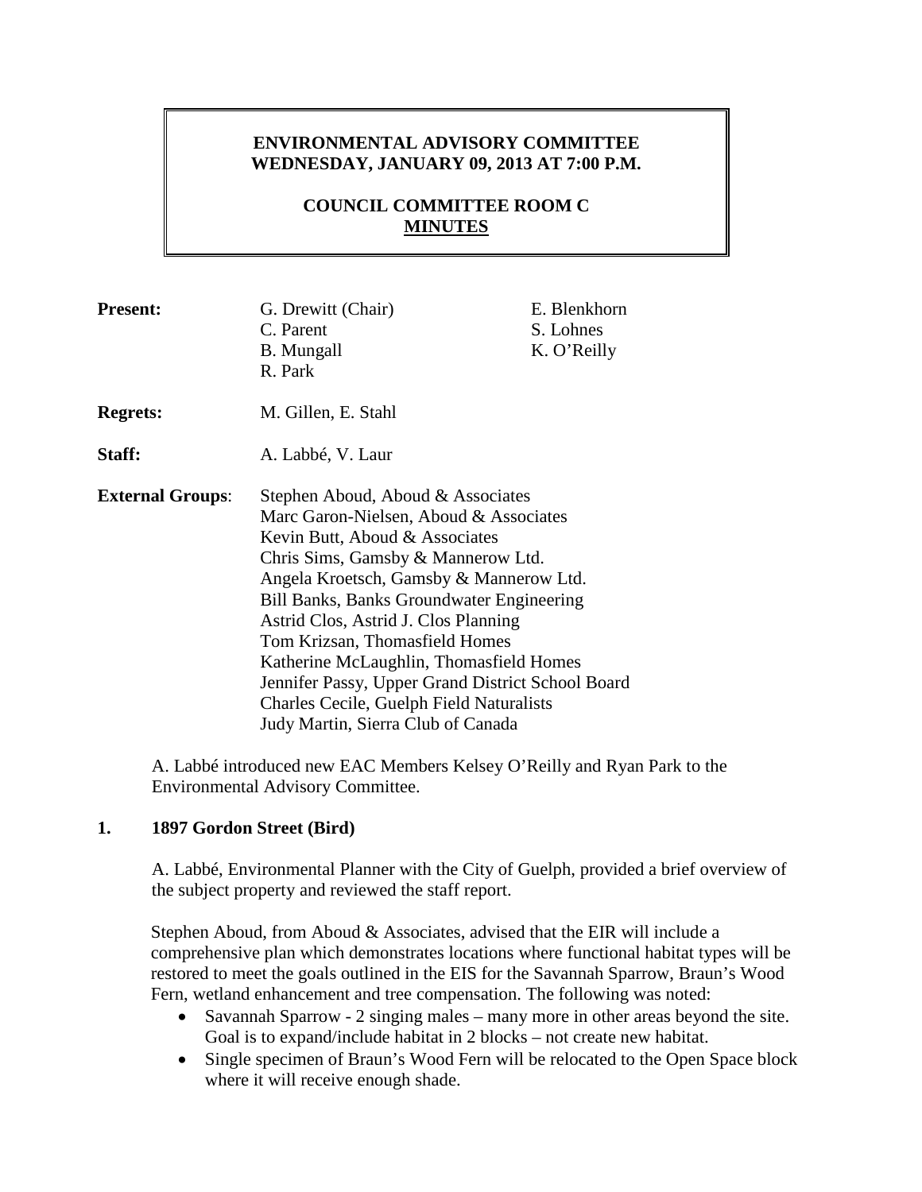# ENVIRONMENTAL ADVISORY COMMITTEE
## WEDNESDAY, JANUARY 09, 2013 AT 7:00 P.M.

## COUNCIL COMMITTEE ROOM C
## MINUTES

**Present:** G. Drewitt (Chair), C. Parent, B. Mungall, R. Park, E. Blenkhorn, S. Lohnes, K. O'Reilly

**Regrets:** M. Gillen, E. Stahl

**Staff:** A. Labbé, V. Laur

**External Groups**:
Stephen Aboud, Aboud & Associates
Marc Garon-Nielsen, Aboud & Associates
Kevin Butt, Aboud & Associates
Chris Sims, Gamsby & Mannerow Ltd.
Angela Kroetsch, Gamsby & Mannerow Ltd.
Bill Banks, Banks Groundwater Engineering
Astrid Clos, Astrid J. Clos Planning
Tom Krizsan, Thomasfield Homes
Katherine McLaughlin, Thomasfield Homes
Jennifer Passy, Upper Grand District School Board
Charles Cecile, Guelph Field Naturalists
Judy Martin, Sierra Club of Canada

A. Labbé introduced new EAC Members Kelsey O'Reilly and Ryan Park to the Environmental Advisory Committee.

### 1. 1897 Gordon Street (Bird)

A. Labbé, Environmental Planner with the City of Guelph, provided a brief overview of the subject property and reviewed the staff report.

Stephen Aboud, from Aboud & Associates, advised that the EIR will include a comprehensive plan which demonstrates locations where functional habitat types will be restored to meet the goals outlined in the EIS for the Savannah Sparrow, Braun's Wood Fern, wetland enhancement and tree compensation. The following was noted:

- Savannah Sparrow - 2 singing males – many more in other areas beyond the site. Goal is to expand/include habitat in 2 blocks – not create new habitat.
- Single specimen of Braun's Wood Fern will be relocated to the Open Space block where it will receive enough shade.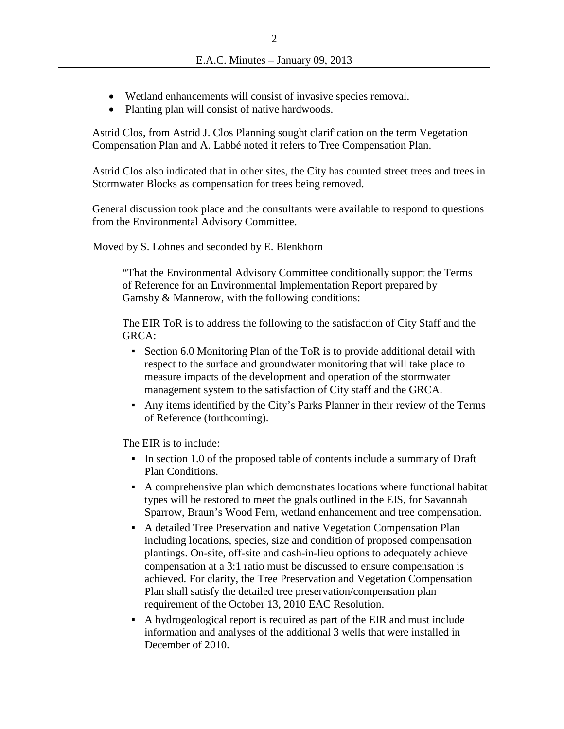- Wetland enhancements will consist of invasive species removal.
- Planting plan will consist of native hardwoods.

Astrid Clos, from Astrid J. Clos Planning sought clarification on the term Vegetation Compensation Plan and A. Labbé noted it refers to Tree Compensation Plan.

Astrid Clos also indicated that in other sites, the City has counted street trees and trees in Stormwater Blocks as compensation for trees being removed.

General discussion took place and the consultants were available to respond to questions from the Environmental Advisory Committee.

Moved by S. Lohnes and seconded by E. Blenkhorn

> "That the Environmental Advisory Committee conditionally support the Terms of Reference for an Environmental Implementation Report prepared by Gamsby & Mannerow, with the following conditions:
>
> The EIR ToR is to address the following to the satisfaction of City Staff and the GRCA:
>
> - Section 6.0 Monitoring Plan of the ToR is to provide additional detail with respect to the surface and groundwater monitoring that will take place to measure impacts of the development and operation of the stormwater management system to the satisfaction of City staff and the GRCA.
> - Any items identified by the City's Parks Planner in their review of the Terms of Reference (forthcoming).
>
> The EIR is to include:
>
> - In section 1.0 of the proposed table of contents include a summary of Draft Plan Conditions.
> - A comprehensive plan which demonstrates locations where functional habitat types will be restored to meet the goals outlined in the EIS, for Savannah Sparrow, Braun's Wood Fern, wetland enhancement and tree compensation.
> - A detailed Tree Preservation and native Vegetation Compensation Plan including locations, species, size and condition of proposed compensation plantings. On-site, off-site and cash-in-lieu options to adequately achieve compensation at a 3:1 ratio must be discussed to ensure compensation is achieved. For clarity, the Tree Preservation and Vegetation Compensation Plan shall satisfy the detailed tree preservation/compensation plan requirement of the October 13, 2010 EAC Resolution.
> - A hydrogeological report is required as part of the EIR and must include information and analyses of the additional 3 wells that were installed in December of 2010.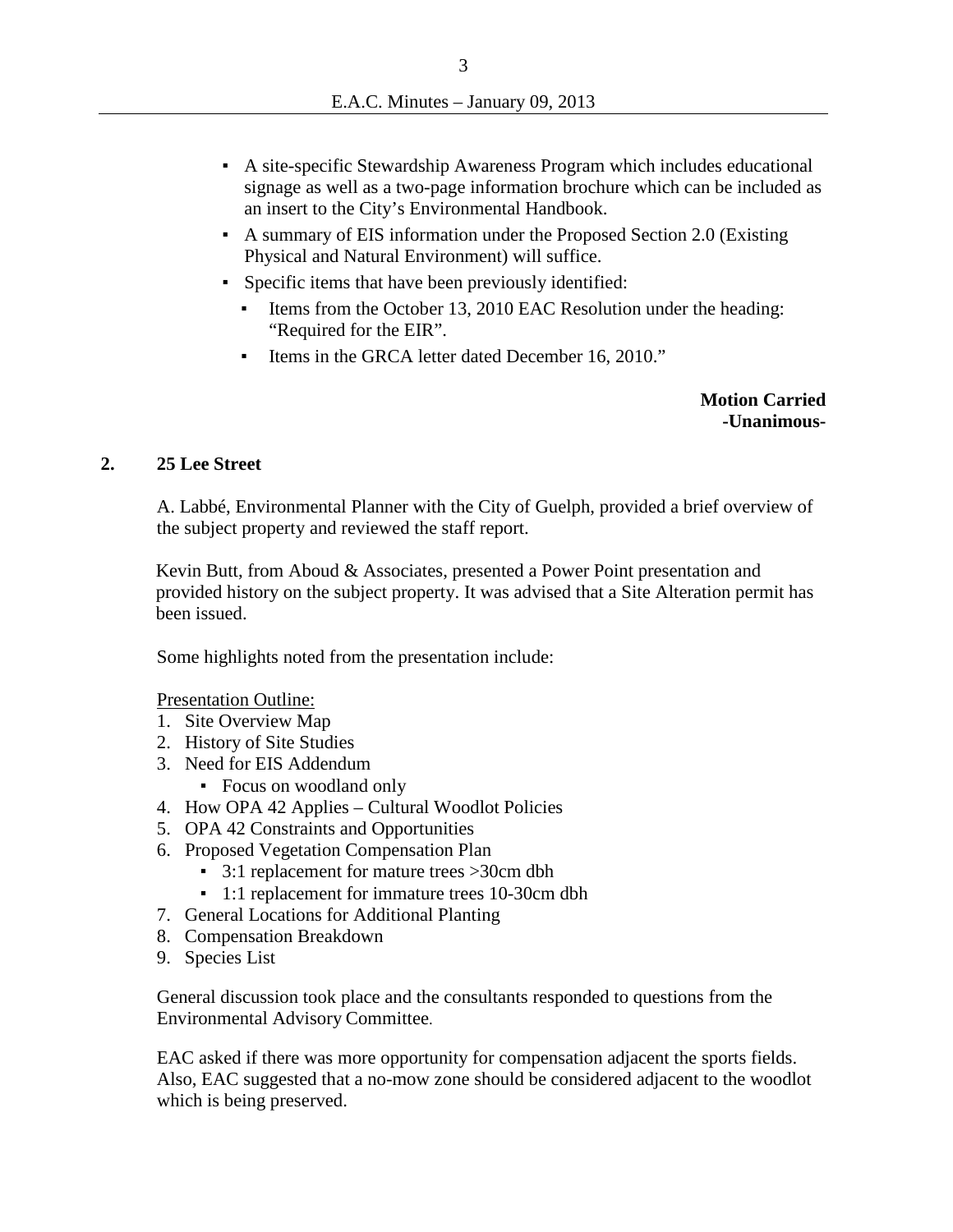- A site-specific Stewardship Awareness Program which includes educational signage as well as a two-page information brochure which can be included as an insert to the City's Environmental Handbook.
- A summary of EIS information under the Proposed Section 2.0 (Existing Physical and Natural Environment) will suffice.
- Specific items that have been previously identified:
  - Items from the October 13, 2010 EAC Resolution under the heading: "Required for the EIR".
  - Items in the GRCA letter dated December 16, 2010."

**Motion Carried**
**-Unanimous-**

## 2. 25 Lee Street

A. Labbé, Environmental Planner with the City of Guelph, provided a brief overview of the subject property and reviewed the staff report.

Kevin Butt, from Aboud & Associates, presented a Power Point presentation and provided history on the subject property. It was advised that a Site Alteration permit has been issued.

Some highlights noted from the presentation include:

<u>Presentation Outline:</u>

1. Site Overview Map
2. History of Site Studies
3. Need for EIS Addendum
   - Focus on woodland only
4. How OPA 42 Applies – Cultural Woodlot Policies
5. OPA 42 Constraints and Opportunities
6. Proposed Vegetation Compensation Plan
   - 3:1 replacement for mature trees >30cm dbh
   - 1:1 replacement for immature trees 10-30cm dbh
7. General Locations for Additional Planting
8. Compensation Breakdown
9. Species List

General discussion took place and the consultants responded to questions from the Environmental Advisory Committee.

EAC asked if there was more opportunity for compensation adjacent the sports fields. Also, EAC suggested that a no-mow zone should be considered adjacent to the woodlot which is being preserved.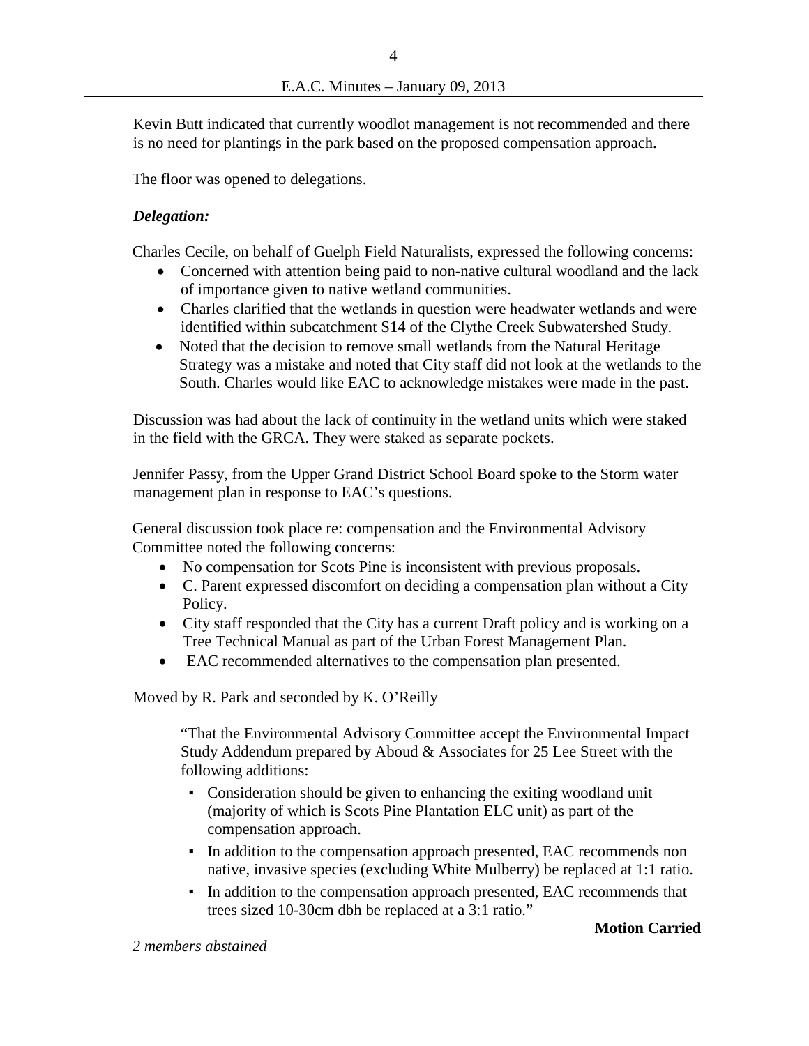Kevin Butt indicated that currently woodlot management is not recommended and there is no need for plantings in the park based on the proposed compensation approach.

The floor was opened to delegations.

***Delegation:***

Charles Cecile, on behalf of Guelph Field Naturalists, expressed the following concerns:

- Concerned with attention being paid to non-native cultural woodland and the lack of importance given to native wetland communities.
- Charles clarified that the wetlands in question were headwater wetlands and were identified within subcatchment S14 of the Clythe Creek Subwatershed Study.
- Noted that the decision to remove small wetlands from the Natural Heritage Strategy was a mistake and noted that City staff did not look at the wetlands to the South. Charles would like EAC to acknowledge mistakes were made in the past.

Discussion was had about the lack of continuity in the wetland units which were staked in the field with the GRCA. They were staked as separate pockets.

Jennifer Passy, from the Upper Grand District School Board spoke to the Storm water management plan in response to EAC's questions.

General discussion took place re: compensation and the Environmental Advisory Committee noted the following concerns:

- No compensation for Scots Pine is inconsistent with previous proposals.
- C. Parent expressed discomfort on deciding a compensation plan without a City Policy.
- City staff responded that the City has a current Draft policy and is working on a Tree Technical Manual as part of the Urban Forest Management Plan.
- EAC recommended alternatives to the compensation plan presented.

Moved by R. Park and seconded by K. O'Reilly

> "That the Environmental Advisory Committee accept the Environmental Impact Study Addendum prepared by Aboud & Associates for 25 Lee Street with the following additions:
>
> - Consideration should be given to enhancing the exiting woodland unit (majority of which is Scots Pine Plantation ELC unit) as part of the compensation approach.
> - In addition to the compensation approach presented, EAC recommends non native, invasive species (excluding White Mulberry) be replaced at 1:1 ratio.
> - In addition to the compensation approach presented, EAC recommends that trees sized 10-30cm dbh be replaced at a 3:1 ratio."

**Motion Carried**

*2 members abstained*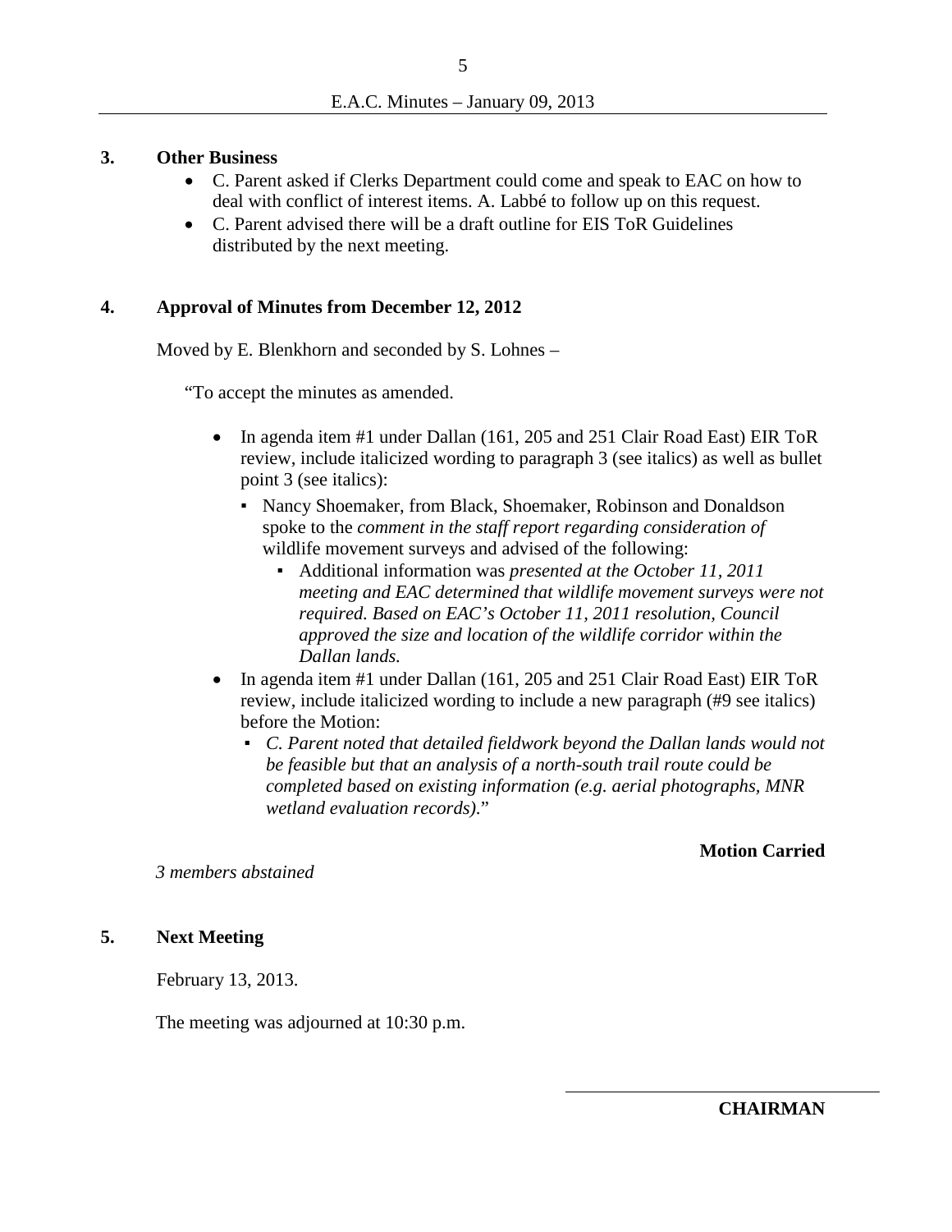## 3. Other Business

- C. Parent asked if Clerks Department could come and speak to EAC on how to deal with conflict of interest items. A. Labbé to follow up on this request.
- C. Parent advised there will be a draft outline for EIS ToR Guidelines distributed by the next meeting.

## 4. Approval of Minutes from December 12, 2012

Moved by E. Blenkhorn and seconded by S. Lohnes –

"To accept the minutes as amended.

- In agenda item #1 under Dallan (161, 205 and 251 Clair Road East) EIR ToR review, include italicized wording to paragraph 3 (see italics) as well as bullet point 3 (see italics):
  - Nancy Shoemaker, from Black, Shoemaker, Robinson and Donaldson spoke to the *comment in the staff report regarding consideration of* wildlife movement surveys and advised of the following:
    - Additional information was *presented at the October 11, 2011 meeting and EAC determined that wildlife movement surveys were not required. Based on EAC's October 11, 2011 resolution, Council approved the size and location of the wildlife corridor within the Dallan lands.*
- In agenda item #1 under Dallan (161, 205 and 251 Clair Road East) EIR ToR review, include italicized wording to include a new paragraph (#9 see italics) before the Motion:
  - *C. Parent noted that detailed fieldwork beyond the Dallan lands would not be feasible but that an analysis of a north-south trail route could be completed based on existing information (e.g. aerial photographs, MNR wetland evaluation records).*"

**Motion Carried**

*3 members abstained*

## 5. Next Meeting

February 13, 2013.

The meeting was adjourned at 10:30 p.m.

______________________________

**CHAIRMAN**